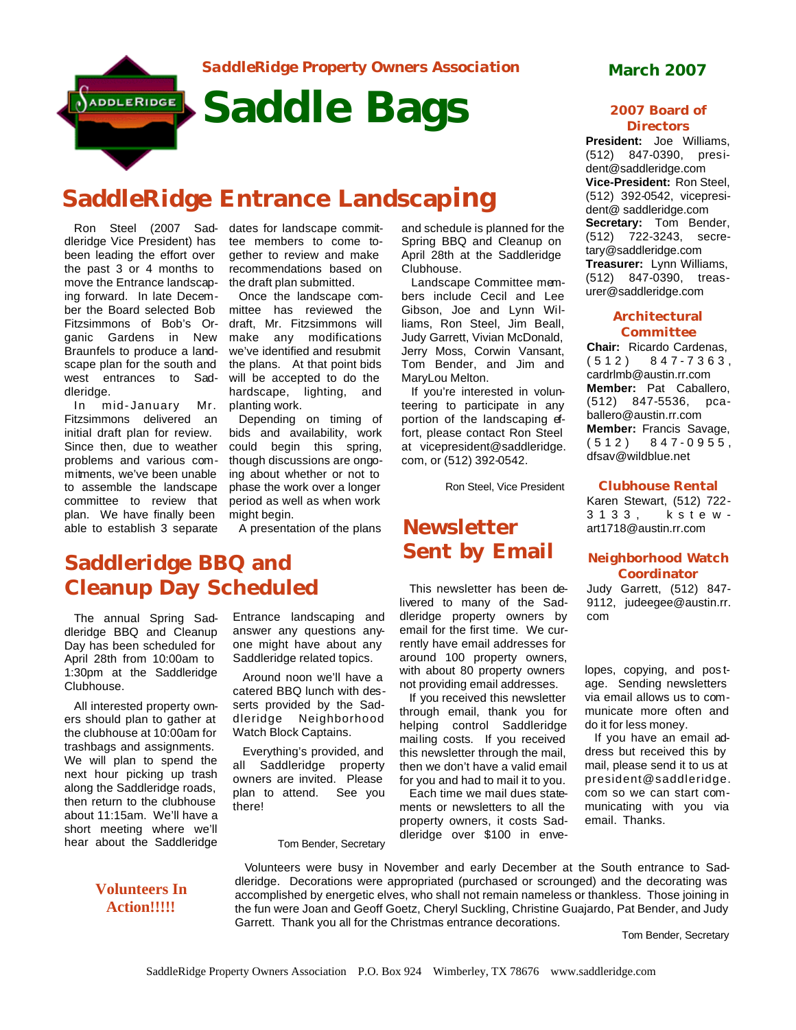SaddleRidge Property Owners Association

# Saddle Bags

March 2007

## SaddleRidge Entrance Landscaping

Ron Steel (2007 Saddleridge Vice President) has been leading the effort over the past 3 or 4 months to move the Entrance landscaping forward. In late December the Board selected Bob Fitzsimmons of Bob's Organic Gardens in New Braunfels to produce a landscape plan for the south and west entrances to Saddleridge.

In mid-January Mr. Fitzsimmons delivered an initial draft plan for review. Since then, due to weather problems and various commitments, we've been unable to assemble the landscape committee to review that plan. We have finally been able to establish 3 separate dates for landscape committee members to come together to review and make recommendations based on the draft plan submitted.

Once the landscape committee has reviewed the draft, Mr. Fitzsimmons will make any modifications we've identified and resubmit the plans. At that point bids will be accepted to do the hardscape, lighting, and planting work.

Depending on timing of bids and availability, work could begin this spring, though discussions are ongoing about whether or not to phase the work over a longer period as well as when work might begin.

A presentation of the plans and schedule is planned for the Spring BBQ and Cleanup on April 28th at the Saddleridge Clubhouse.

Landscape Committee members include Cecil and Lee Gibson, Joe and Lynn Williams, Ron Steel, Jim Beall, Judy Garrett, Vivian McDonald, Jerry Moss, Corwin Vansant, Tom Bender, and Jim and MaryLou Melton.

If you're interested in volunteering to participate in any portion of the landscaping effort, please contact Ron Steel at vicepresident@saddleridge.com, or (512) 392-0542.

Ron Steel, Vice President

## Saddleridge BBQ and Cleanup Day Scheduled

The annual Spring Saddleridge BBQ and Cleanup Day has been scheduled for April 28th from 10:00am to 1:30pm at the Saddleridge Clubhouse.

All interested property owners should plan to gather at the clubhouse at 10:00am for trashbags and assignments. We will plan to spend the next hour picking up trash along the Saddleridge roads, then return to the clubhouse about 11:15am. We'll have a short meeting where we'll hear about the Saddleridge Entrance landscaping and answer any questions anyone might have about any Saddleridge related topics.

Around noon we'll have a catered BBQ lunch with desserts provided by the Saddleridge Neighborhood Watch Block Captains.

Everything's provided, and all Saddleridge property owners are invited. Please plan to attend. See you there!

Tom Bender, Secretary

## Newsletter Sent by Email

This newsletter has been delivered to many of the Saddleridge property owners by email for the first time. We currently have email addresses for around 100 property owners, with about 80 property owners not providing email addresses.

If you received this newsletter through email, thank you for helping control Saddleridge mailing costs. If you received this newsletter through the mail, then we don't have a valid email for you and had to mail it to you.

Each time we mail dues statements or newsletters to all the property owners, it costs Saddleridge over $100 in envelopes, copying, and postage. Sending newsletters via email allows us to communicate more often and do it for less money.

If you have an email address but received this by mail, please send it to us at president@saddleridge.com so we can start communicating with you via email. Thanks.

### Volunteers In Action!!!!!

Volunteers were busy in November and early December at the South entrance to Saddleridge. Decorations were appropriated (purchased or scrounged) and the decorating was accomplished by energetic elves, who shall not remain nameless or thankless. Those joining in the fun were Joan and Geoff Goetz, Cheryl Suckling, Christine Guajardo, Pat Bender, and Judy Garrett. Thank you all for the Christmas entrance decorations.

Tom Bender, Secretary

### 2007 Board of Directors

**President:** Joe Williams, (512) 847-0390, president@saddleridge.com
**Vice-President:** Ron Steel, (512) 392-0542, vicepresident@ saddleridge.com
**Secretary:** Tom Bender, (512) 722-3243, secretary@saddleridge.com
**Treasurer:** Lynn Williams, (512) 847-0390, treasurer@saddleridge.com

### Architectural Committee

**Chair:** Ricardo Cardenas, (512) 847-7363, cardrlmb@austin.rr.com
**Member:** Pat Caballero, (512) 847-5536, pcaballero@austin.rr.com
**Member:** Francis Savage, (512) 847-0955, dfsav@wildblue.net

### Clubhouse Rental

Karen Stewart, (512) 722-3133, kstewart1718@austin.rr.com

### Neighborhood Watch Coordinator

Judy Garrett, (512) 847-9112, judeegee@austin.rr.com

SaddleRidge Property Owners Association P.O. Box 924 Wimberley, TX 78676 www.saddleridge.com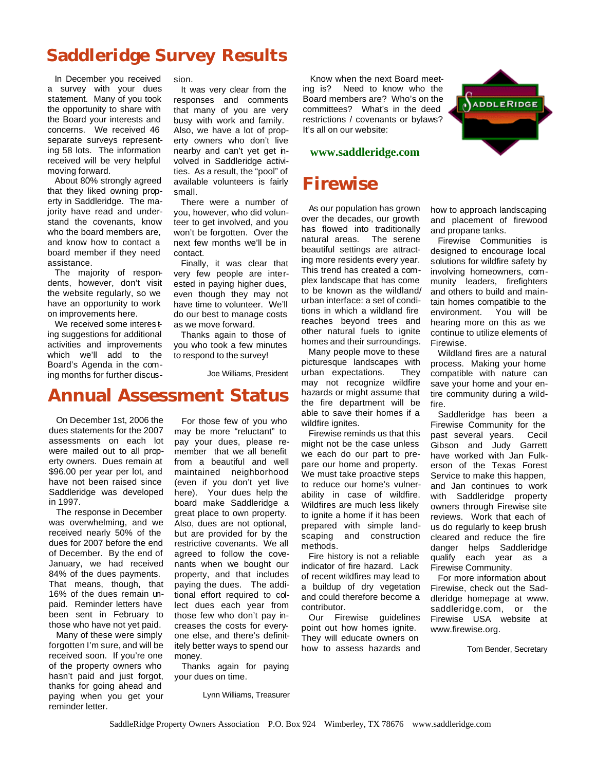## Saddleridge Survey Results

In December you received a survey with your dues statement. Many of you took the opportunity to share with the Board your interests and concerns. We received 46 separate surveys representing 58 lots. The information received will be very helpful moving forward.

About 80% strongly agreed that they liked owning property in Saddleridge. The majority have read and understand the covenants, know who the board members are, and know how to contact a board member if they need assistance.

The majority of respondents, however, don't visit the website regularly, so we have an opportunity to work on improvements here.

We received some interesting suggestions for additional activities and improvements which we'll add to the Board's Agenda in the coming months for further discussion.

It was very clear from the responses and comments that many of you are very busy with work and family. Also, we have a lot of property owners who don't live nearby and can't yet get involved in Saddleridge activities. As a result, the "pool" of available volunteers is fairly small.

There were a number of you, however, who did volunteer to get involved, and you won't be forgotten. Over the next few months we'll be in contact.

Finally, it was clear that very few people are interested in paying higher dues, even though they may not have time to volunteer. We'll do our best to manage costs as we move forward.

Thanks again to those of you who took a few minutes to respond to the survey!

Joe Williams, President

## Annual Assessment Status

On December 1st, 2006 the dues statements for the 2007 assessments on each lot were mailed out to all property owners. Dues remain at $96.00 per year per lot, and have not been raised since Saddleridge was developed in 1997.

The response in December was overwhelming, and we received nearly 50% of the dues for 2007 before the end of December. By the end of January, we had received 84% of the dues payments. That means, though, that 16% of the dues remain unpaid. Reminder letters have been sent in February to those who have not yet paid.

Many of these were simply forgotten I'm sure, and will be received soon. If you're one of the property owners who hasn't paid and just forgot, thanks for going ahead and paying when you get your reminder letter.

For those few of you who may be more "reluctant" to pay your dues, please remember that we all benefit from a beautiful and well maintained neighborhood (even if you don't yet live here). Your dues help the board make Saddleridge a great place to own property. Also, dues are not optional, but are provided for by the restrictive covenants. We all agreed to follow the covenants when we bought our property, and that includes paying the dues. The additional effort required to collect dues each year from those few who don't pay increases the costs for everyone else, and there's definitely better ways to spend our money.

Thanks again for paying your dues on time.

Lynn Williams, Treasurer

Know when the next Board meeting is? Need to know who the Board members are? Who's on the committees? What's in the deed restrictions / covenants or bylaws? It's all on our website:

**www.saddleridge.com**

## Firewise

As our population has grown over the decades, our growth has flowed into traditionally natural areas. The serene beautiful settings are attracting more residents every year. This trend has created a complex landscape that has come to be known as the wildland/urban interface: a set of conditions in which a wildland fire reaches beyond trees and other natural fuels to ignite homes and their surroundings.

Many people move to these picturesque landscapes with urban expectations. They may not recognize wildfire hazards or might assume that the fire department will be able to save their homes if a wildfire ignites.

Firewise reminds us that this might not be the case unless we each do our part to prepare our home and property. We must take proactive steps to reduce our home's vulnerability in case of wildfire. Wildfires are much less likely to ignite a home if it has been prepared with simple landscaping and construction methods.

Fire history is not a reliable indicator of fire hazard. Lack of recent wildfires may lead to a buildup of dry vegetation and could therefore become a contributor.

Our Firewise guidelines point out how homes ignite. They will educate owners on how to assess hazards and how to approach landscaping and placement of firewood and propane tanks.

Firewise Communities is designed to encourage local solutions for wildfire safety by involving homeowners, community leaders, firefighters and others to build and maintain homes compatible to the environment. You will be hearing more on this as we continue to utilize elements of Firewise.

Wildland fires are a natural process. Making your home compatible with nature can save your home and your entire community during a wildfire.

Saddleridge has been a Firewise Community for the past several years. Cecil Gibson and Judy Garrett have worked with Jan Fulkerson of the Texas Forest Service to make this happen, and Jan continues to work with Saddleridge property owners through Firewise site reviews. Work that each of us do regularly to keep brush cleared and reduce the fire danger helps Saddleridge qualify each year as a Firewise Community.

For more information about Firewise, check out the Saddleridge homepage at www.saddleridge.com, or the Firewise USA website at www.firewise.org.

Tom Bender, Secretary

SaddleRidge Property Owners Association P.O. Box 924 Wimberley, TX 78676 www.saddleridge.com